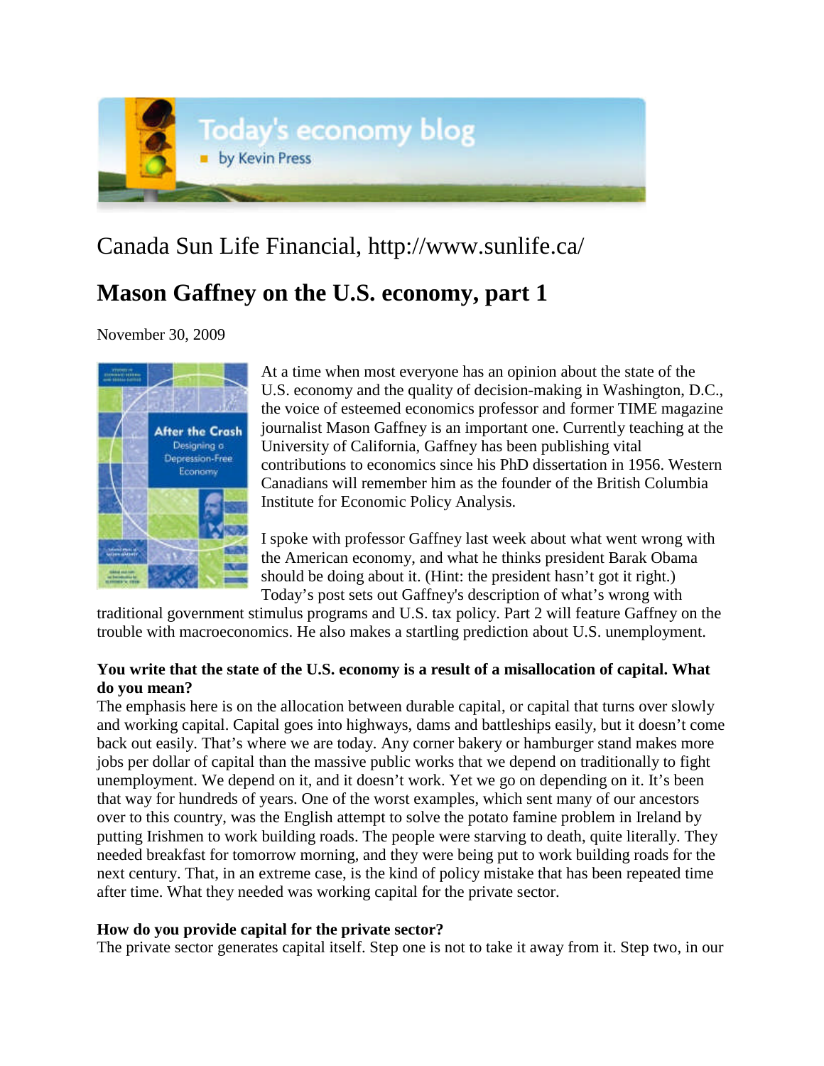Today's economy blog
by Kevin Press

Canada Sun Life Financial, http://www.sunlife.ca/

# Mason Gaffney on the U.S. economy, part 1

November 30, 2009

At a time when most everyone has an opinion about the state of the U.S. economy and the quality of decision-making in Washington, D.C., the voice of esteemed economics professor and former TIME magazine journalist Mason Gaffney is an important one. Currently teaching at the University of California, Gaffney has been publishing vital contributions to economics since his PhD dissertation in 1956. Western Canadians will remember him as the founder of the British Columbia Institute for Economic Policy Analysis.

I spoke with professor Gaffney last week about what went wrong with the American economy, and what he thinks president Barak Obama should be doing about it. (Hint: the president hasn't got it right.) Today's post sets out Gaffney's description of what's wrong with traditional government stimulus programs and U.S. tax policy. Part 2 will feature Gaffney on the trouble with macroeconomics. He also makes a startling prediction about U.S. unemployment.

**You write that the state of the U.S. economy is a result of a misallocation of capital. What do you mean?**

The emphasis here is on the allocation between durable capital, or capital that turns over slowly and working capital. Capital goes into highways, dams and battleships easily, but it doesn't come back out easily. That's where we are today. Any corner bakery or hamburger stand makes more jobs per dollar of capital than the massive public works that we depend on traditionally to fight unemployment. We depend on it, and it doesn't work. Yet we go on depending on it. It's been that way for hundreds of years. One of the worst examples, which sent many of our ancestors over to this country, was the English attempt to solve the potato famine problem in Ireland by putting Irishmen to work building roads. The people were starving to death, quite literally. They needed breakfast for tomorrow morning, and they were being put to work building roads for the next century. That, in an extreme case, is the kind of policy mistake that has been repeated time after time. What they needed was working capital for the private sector.

**How do you provide capital for the private sector?**

The private sector generates capital itself. Step one is not to take it away from it. Step two, in our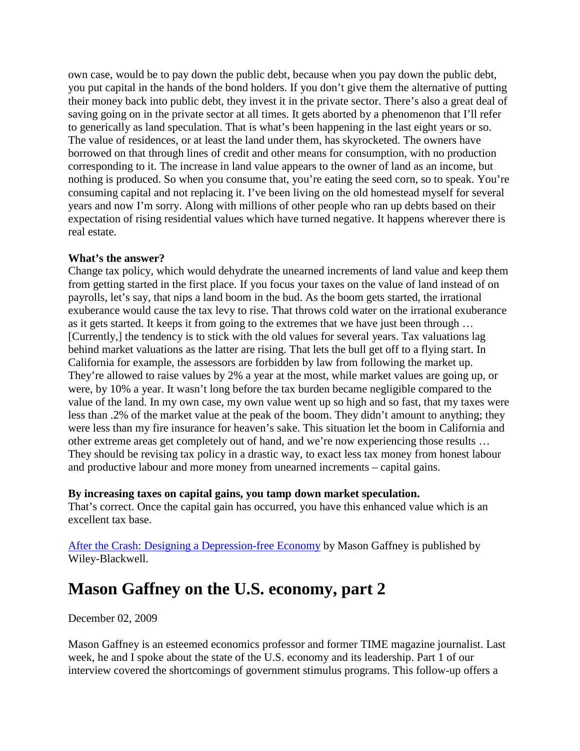own case, would be to pay down the public debt, because when you pay down the public debt, you put capital in the hands of the bond holders. If you don't give them the alternative of putting their money back into public debt, they invest it in the private sector. There's also a great deal of saving going on in the private sector at all times. It gets aborted by a phenomenon that I'll refer to generically as land speculation. That is what's been happening in the last eight years or so. The value of residences, or at least the land under them, has skyrocketed. The owners have borrowed on that through lines of credit and other means for consumption, with no production corresponding to it. The increase in land value appears to the owner of land as an income, but nothing is produced. So when you consume that, you're eating the seed corn, so to speak. You're consuming capital and not replacing it. I've been living on the old homestead myself for several years and now I'm sorry. Along with millions of other people who ran up debts based on their expectation of rising residential values which have turned negative. It happens wherever there is real estate.

**What's the answer?**
Change tax policy, which would dehydrate the unearned increments of land value and keep them from getting started in the first place. If you focus your taxes on the value of land instead of on payrolls, let's say, that nips a land boom in the bud. As the boom gets started, the irrational exuberance would cause the tax levy to rise. That throws cold water on the irrational exuberance as it gets started. It keeps it from going to the extremes that we have just been through … [Currently,] the tendency is to stick with the old values for several years. Tax valuations lag behind market valuations as the latter are rising. That lets the bull get off to a flying start. In California for example, the assessors are forbidden by law from following the market up. They're allowed to raise values by 2% a year at the most, while market values are going up, or were, by 10% a year. It wasn't long before the tax burden became negligible compared to the value of the land. In my own case, my own value went up so high and so fast, that my taxes were less than .2% of the market value at the peak of the boom. They didn't amount to anything; they were less than my fire insurance for heaven's sake. This situation let the boom in California and other extreme areas get completely out of hand, and we're now experiencing those results … They should be revising tax policy in a drastic way, to exact less tax money from honest labour and productive labour and more money from unearned increments – capital gains.

**By increasing taxes on capital gains, you tamp down market speculation.**
That's correct. Once the capital gain has occurred, you have this enhanced value which is an excellent tax base.

[After the Crash: Designing a Depression-free Economy] by Mason Gaffney is published by Wiley-Blackwell.

# Mason Gaffney on the U.S. economy, part 2

December 02, 2009

Mason Gaffney is an esteemed economics professor and former TIME magazine journalist. Last week, he and I spoke about the state of the U.S. economy and its leadership. Part 1 of our interview covered the shortcomings of government stimulus programs. This follow-up offers a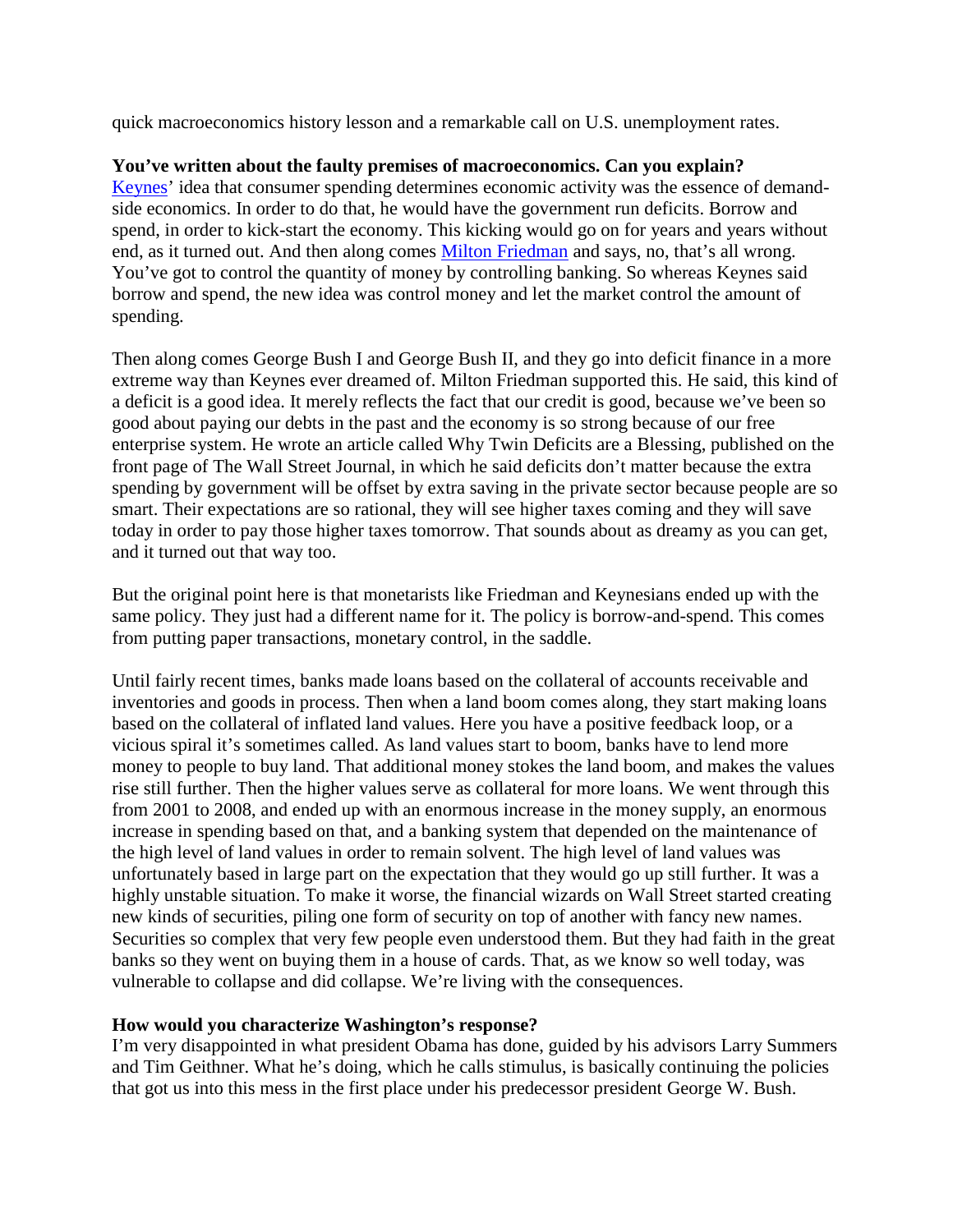quick macroeconomics history lesson and a remarkable call on U.S. unemployment rates.

**You've written about the faulty premises of macroeconomics. Can you explain?**
Keynes' idea that consumer spending determines economic activity was the essence of demand-side economics. In order to do that, he would have the government run deficits. Borrow and spend, in order to kick-start the economy. This kicking would go on for years and years without end, as it turned out. And then along comes Milton Friedman and says, no, that's all wrong. You've got to control the quantity of money by controlling banking. So whereas Keynes said borrow and spend, the new idea was control money and let the market control the amount of spending.

Then along comes George Bush I and George Bush II, and they go into deficit finance in a more extreme way than Keynes ever dreamed of. Milton Friedman supported this. He said, this kind of a deficit is a good idea. It merely reflects the fact that our credit is good, because we've been so good about paying our debts in the past and the economy is so strong because of our free enterprise system. He wrote an article called Why Twin Deficits are a Blessing, published on the front page of The Wall Street Journal, in which he said deficits don't matter because the extra spending by government will be offset by extra saving in the private sector because people are so smart. Their expectations are so rational, they will see higher taxes coming and they will save today in order to pay those higher taxes tomorrow. That sounds about as dreamy as you can get, and it turned out that way too.

But the original point here is that monetarists like Friedman and Keynesians ended up with the same policy. They just had a different name for it. The policy is borrow-and-spend. This comes from putting paper transactions, monetary control, in the saddle.

Until fairly recent times, banks made loans based on the collateral of accounts receivable and inventories and goods in process. Then when a land boom comes along, they start making loans based on the collateral of inflated land values. Here you have a positive feedback loop, or a vicious spiral it's sometimes called. As land values start to boom, banks have to lend more money to people to buy land. That additional money stokes the land boom, and makes the values rise still further. Then the higher values serve as collateral for more loans. We went through this from 2001 to 2008, and ended up with an enormous increase in the money supply, an enormous increase in spending based on that, and a banking system that depended on the maintenance of the high level of land values in order to remain solvent. The high level of land values was unfortunately based in large part on the expectation that they would go up still further. It was a highly unstable situation. To make it worse, the financial wizards on Wall Street started creating new kinds of securities, piling one form of security on top of another with fancy new names. Securities so complex that very few people even understood them. But they had faith in the great banks so they went on buying them in a house of cards. That, as we know so well today, was vulnerable to collapse and did collapse. We're living with the consequences.

**How would you characterize Washington's response?**
I'm very disappointed in what president Obama has done, guided by his advisors Larry Summers and Tim Geithner. What he's doing, which he calls stimulus, is basically continuing the policies that got us into this mess in the first place under his predecessor president George W. Bush.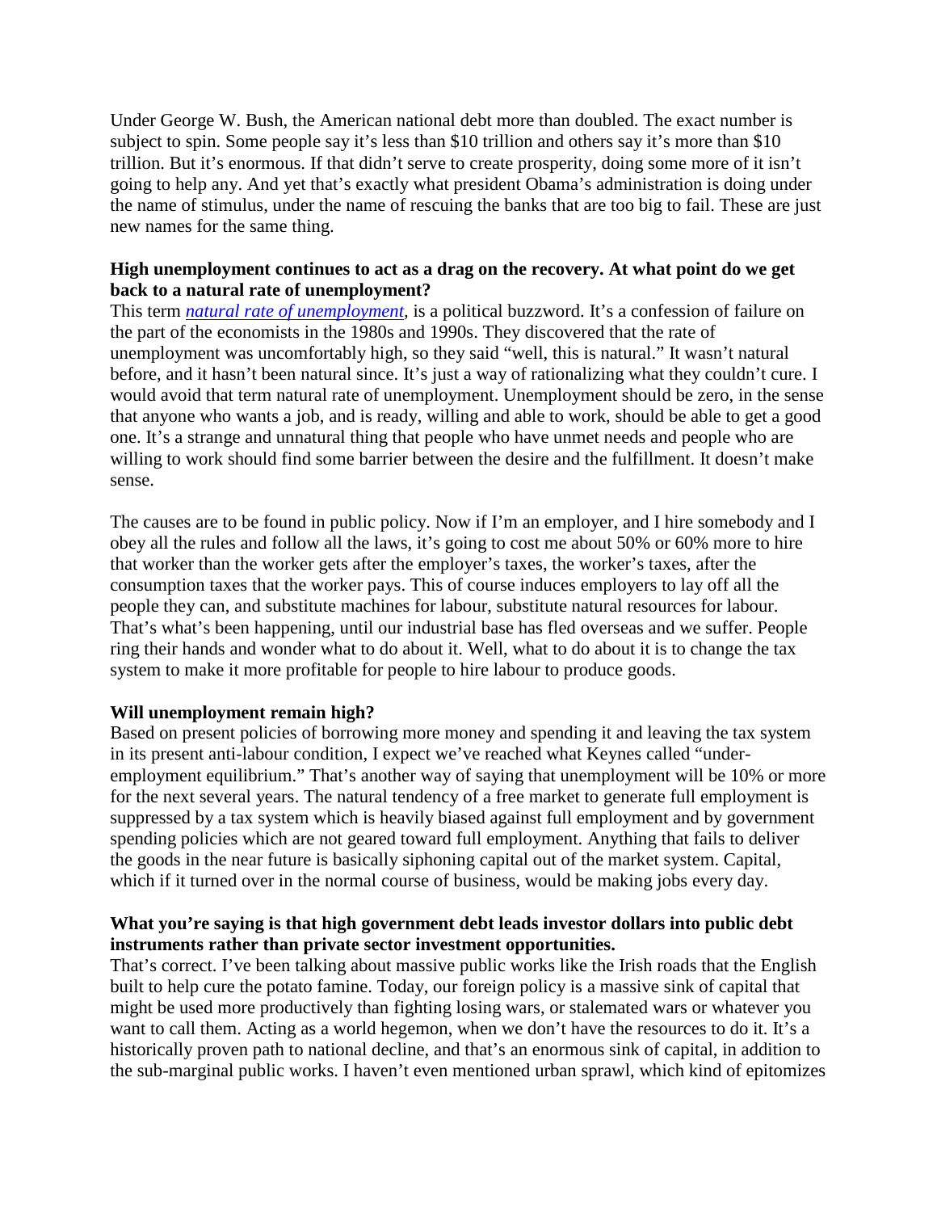Under George W. Bush, the American national debt more than doubled. The exact number is subject to spin. Some people say it's less than $10 trillion and others say it's more than $10 trillion. But it's enormous. If that didn't serve to create prosperity, doing some more of it isn't going to help any. And yet that's exactly what president Obama's administration is doing under the name of stimulus, under the name of rescuing the banks that are too big to fail. These are just new names for the same thing.

**High unemployment continues to act as a drag on the recovery. At what point do we get back to a natural rate of unemployment?**

This term *natural rate of unemployment*, is a political buzzword. It's a confession of failure on the part of the economists in the 1980s and 1990s. They discovered that the rate of unemployment was uncomfortably high, so they said "well, this is natural." It wasn't natural before, and it hasn't been natural since. It's just a way of rationalizing what they couldn't cure. I would avoid that term natural rate of unemployment. Unemployment should be zero, in the sense that anyone who wants a job, and is ready, willing and able to work, should be able to get a good one. It's a strange and unnatural thing that people who have unmet needs and people who are willing to work should find some barrier between the desire and the fulfillment. It doesn't make sense.

The causes are to be found in public policy. Now if I'm an employer, and I hire somebody and I obey all the rules and follow all the laws, it's going to cost me about 50% or 60% more to hire that worker than the worker gets after the employer's taxes, the worker's taxes, after the consumption taxes that the worker pays. This of course induces employers to lay off all the people they can, and substitute machines for labour, substitute natural resources for labour. That's what's been happening, until our industrial base has fled overseas and we suffer. People ring their hands and wonder what to do about it. Well, what to do about it is to change the tax system to make it more profitable for people to hire labour to produce goods.

**Will unemployment remain high?**

Based on present policies of borrowing more money and spending it and leaving the tax system in its present anti-labour condition, I expect we've reached what Keynes called "under-employment equilibrium." That's another way of saying that unemployment will be 10% or more for the next several years. The natural tendency of a free market to generate full employment is suppressed by a tax system which is heavily biased against full employment and by government spending policies which are not geared toward full employment. Anything that fails to deliver the goods in the near future is basically siphoning capital out of the market system. Capital, which if it turned over in the normal course of business, would be making jobs every day.

**What you're saying is that high government debt leads investor dollars into public debt instruments rather than private sector investment opportunities.**

That's correct. I've been talking about massive public works like the Irish roads that the English built to help cure the potato famine. Today, our foreign policy is a massive sink of capital that might be used more productively than fighting losing wars, or stalemated wars or whatever you want to call them. Acting as a world hegemon, when we don't have the resources to do it. It's a historically proven path to national decline, and that's an enormous sink of capital, in addition to the sub-marginal public works. I haven't even mentioned urban sprawl, which kind of epitomizes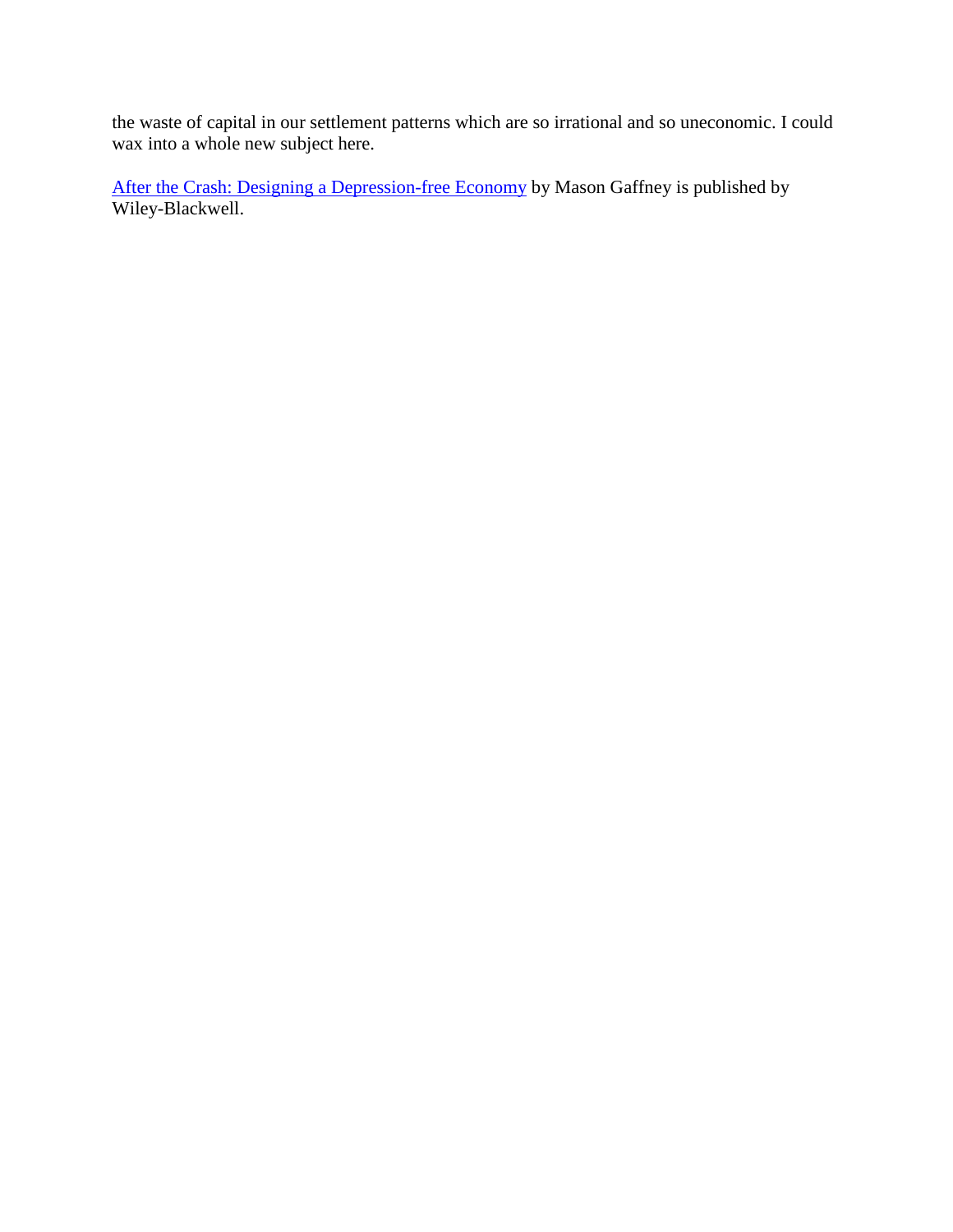the waste of capital in our settlement patterns which are so irrational and so uneconomic. I could wax into a whole new subject here.

After the Crash: Designing a Depression-free Economy by Mason Gaffney is published by Wiley-Blackwell.